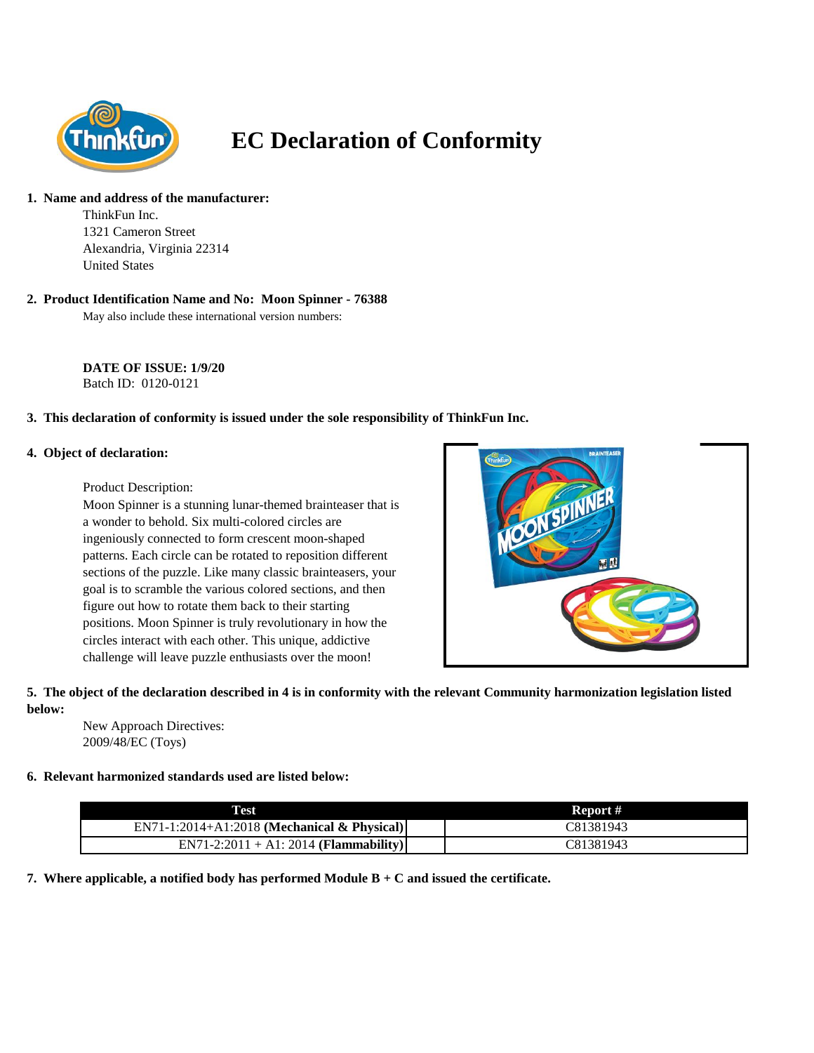# EC Declaration of Conformity

**1. Name and address of the manufacturer:**

ThinkFun Inc.
1321 Cameron Street
Alexandria, Virginia 22314
United States

**2. Product Identification Name and No: Moon Spinner - 76388**

May also include these international version numbers:

**DATE OF ISSUE: 1/9/20**
Batch ID: 0120-0121

**3. This declaration of conformity is issued under the sole responsibility of ThinkFun Inc.**

**4. Object of declaration:**

Product Description:
Moon Spinner is a stunning lunar-themed brainteaser that is a wonder to behold. Six multi-colored circles are ingeniously connected to form crescent moon-shaped patterns. Each circle can be rotated to reposition different sections of the puzzle. Like many classic brainteasers, your goal is to scramble the various colored sections, and then figure out how to rotate them back to their starting positions. Moon Spinner is truly revolutionary in how the circles interact with each other. This unique, addictive challenge will leave puzzle enthusiasts over the moon!

**5. The object of the declaration described in 4 is in conformity with the relevant Community harmonization legislation listed below:**

New Approach Directives:
2009/48/EC (Toys)

**6. Relevant harmonized standards used are listed below:**

| Test | Report # |
| --- | --- |
| EN71-1:2014+A1:2018 **(Mechanical & Physical)** | C81381943 |
| EN71-2:2011 + A1: 2014 **(Flammability)** | C81381943 |

**7. Where applicable, a notified body has performed Module B + C and issued the certificate.**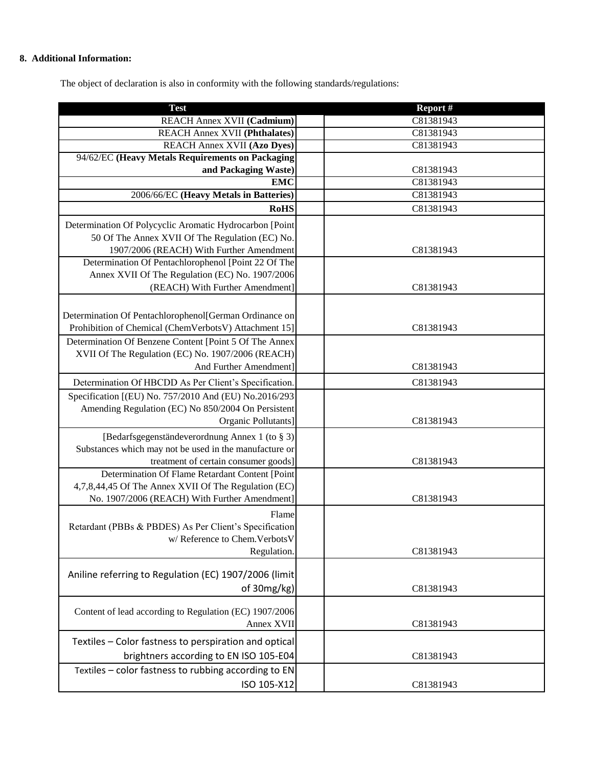**8. Additional Information:**

The object of declaration is also in conformity with the following standards/regulations:

| Test | Report # |
|---|---|
| REACH Annex XVII **(Cadmium)** | C81381943 |
| REACH Annex XVII **(Phthalates)** | C81381943 |
| REACH Annex XVII **(Azo Dyes)** | C81381943 |
| 94/62/EC **(Heavy Metals Requirements on Packaging and Packaging Waste)** | C81381943 |
| **EMC** | C81381943 |
| 2006/66/EC **(Heavy Metals in Batteries)** | C81381943 |
| **RoHS** | C81381943 |
| Determination Of Polycyclic Aromatic Hydrocarbon [Point 50 Of The Annex XVII Of The Regulation (EC) No. 1907/2006 (REACH) With Further Amendment | C81381943 |
| Determination Of Pentachlorophenol [Point 22 Of The Annex XVII Of The Regulation (EC) No. 1907/2006 (REACH) With Further Amendment] | C81381943 |
| Determination Of Pentachlorophenol[German Ordinance on Prohibition of Chemical (ChemVerbotsV) Attachment 15] | C81381943 |
| Determination Of Benzene Content [Point 5 Of The Annex XVII Of The Regulation (EC) No. 1907/2006 (REACH) And Further Amendment] | C81381943 |
| Determination Of HBCDD As Per Client's Specification. | C81381943 |
| Specification [(EU) No. 757/2010 And (EU) No.2016/293 Amending Regulation (EC) No 850/2004 On Persistent Organic Pollutants] | C81381943 |
| [Bedarfsgegenständeverordnung Annex 1 (to § 3) Substances which may not be used in the manufacture or treatment of certain consumer goods] | C81381943 |
| Determination Of Flame Retardant Content [Point 4,7,8,44,45 Of The Annex XVII Of The Regulation (EC) No. 1907/2006 (REACH) With Further Amendment] | C81381943 |
| Flame Retardant (PBBs & PBDES) As Per Client's Specification w/ Reference to Chem.VerbotsV Regulation. | C81381943 |
| Aniline referring to Regulation (EC) 1907/2006 (limit of 30mg/kg) | C81381943 |
| Content of lead according to Regulation (EC) 1907/2006 Annex XVII | C81381943 |
| Textiles – Color fastness to perspiration and optical brightners according to EN ISO 105-E04 | C81381943 |
| Textiles – color fastness to rubbing according to EN ISO 105-X12 | C81381943 |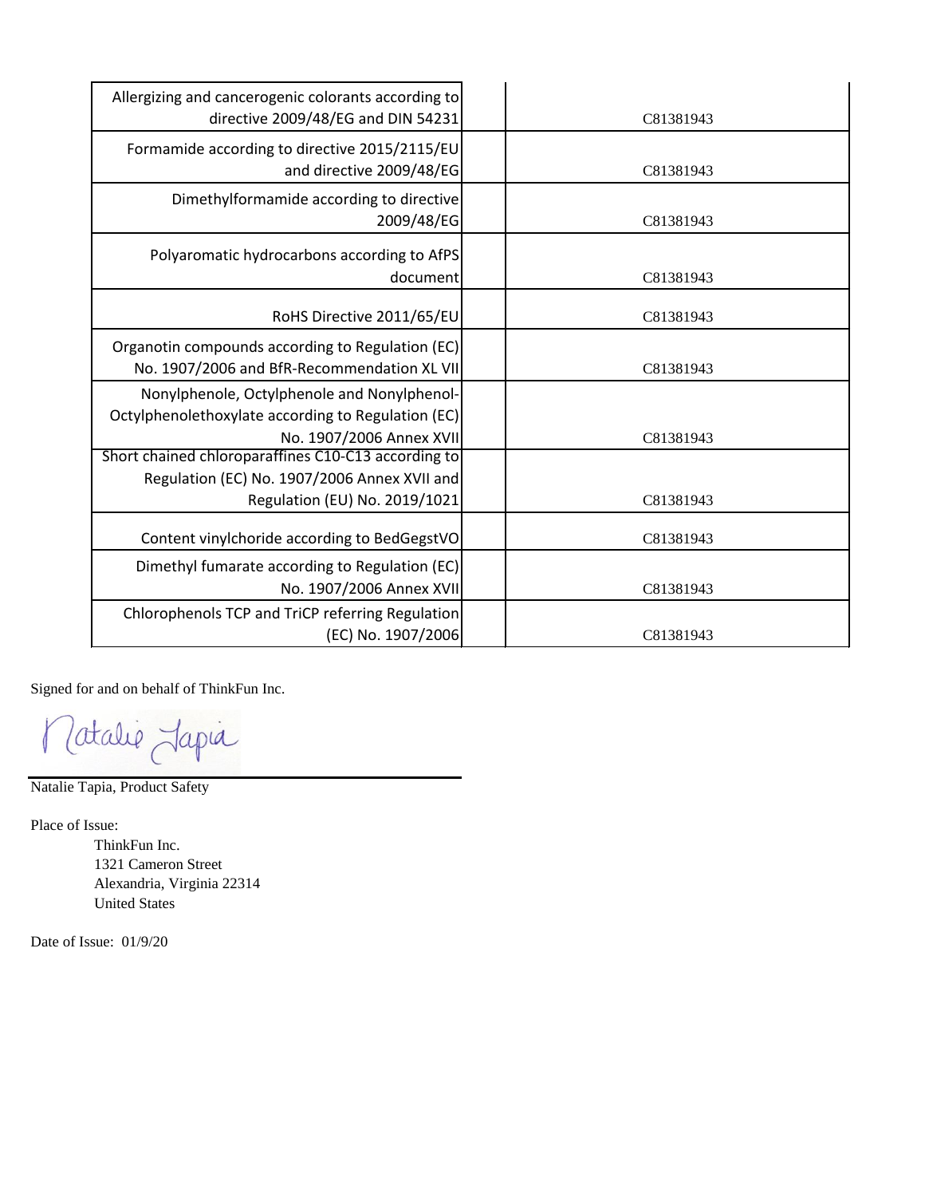| | |
|---|---|
| Allergizing and cancerogenic colorants according to directive 2009/48/EG and DIN 54231 | C81381943 |
| Formamide according to directive 2015/2115/EU and directive 2009/48/EG | C81381943 |
| Dimethylformamide according to directive 2009/48/EG | C81381943 |
| Polyaromatic hydrocarbons according to AfPS document | C81381943 |
| RoHS Directive 2011/65/EU | C81381943 |
| Organotin compounds according to Regulation (EC) No. 1907/2006 and BfR-Recommendation XL VII | C81381943 |
| Nonylphenole, Octylphenole and Nonylphenol-Octylphenolethoxylate according to Regulation (EC) No. 1907/2006 Annex XVII | C81381943 |
| Short chained chloroparaffines C10-C13 according to Regulation (EC) No. 1907/2006 Annex XVII and Regulation (EU) No. 2019/1021 | C81381943 |
| Content vinylchoride according to BedGegstVO | C81381943 |
| Dimethyl fumarate according to Regulation (EC) No. 1907/2006 Annex XVII | C81381943 |
| Chlorophenols TCP and TriCP referring Regulation (EC) No. 1907/2006 | C81381943 |

Signed for and on behalf of ThinkFun Inc.

Natalie Tapia

Natalie Tapia, Product Safety

Place of Issue:

ThinkFun Inc.
1321 Cameron Street
Alexandria, Virginia 22314
United States

Date of Issue: 01/9/20